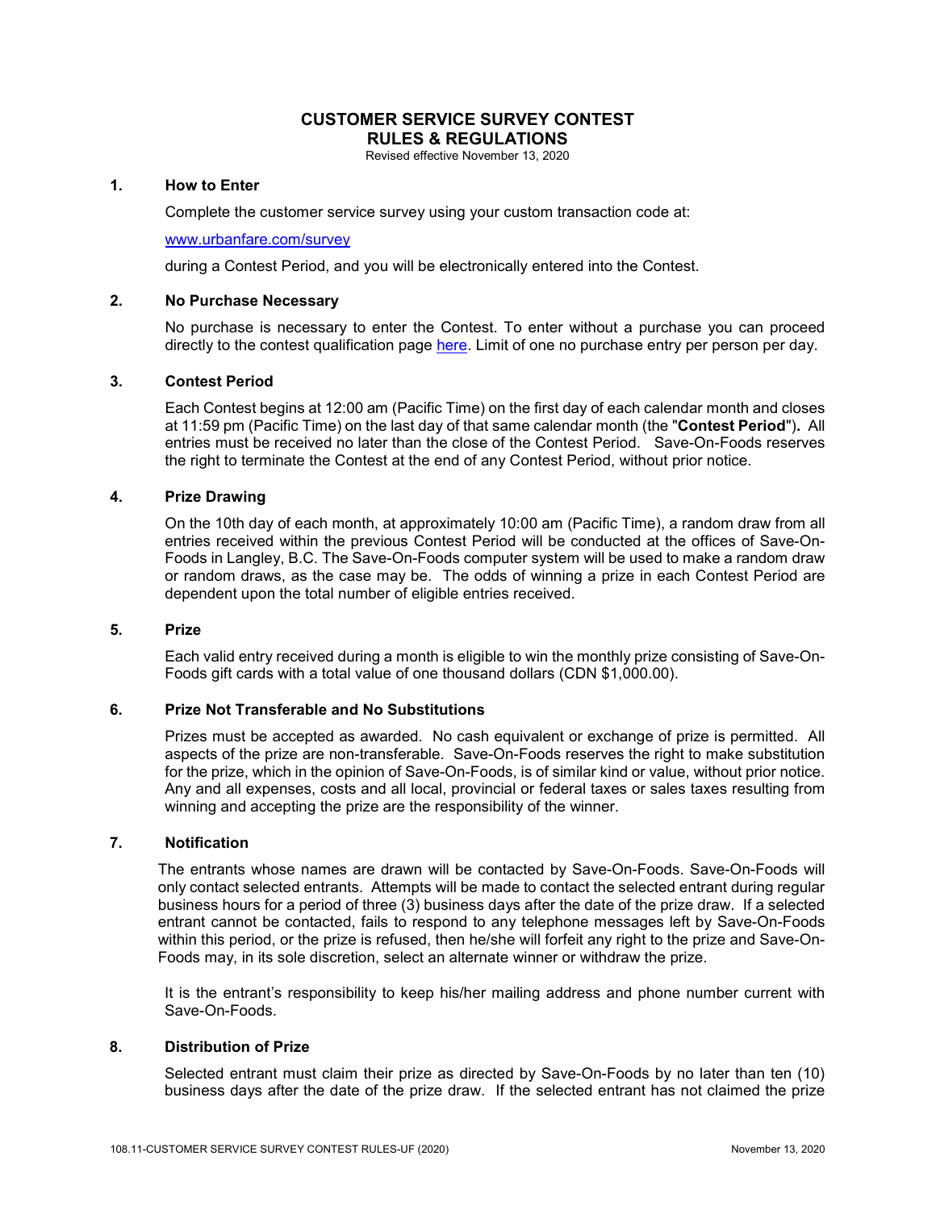# CUSTOMER SERVICE SURVEY CONTEST
# RULES & REGULATIONS

Revised effective November 13, 2020

## 1. How to Enter

Complete the customer service survey using your custom transaction code at:

[www.urbanfare.com/survey](www.urbanfare.com/survey)

during a Contest Period, and you will be electronically entered into the Contest.

## 2. No Purchase Necessary

No purchase is necessary to enter the Contest. To enter without a purchase you can proceed directly to the contest qualification page here. Limit of one no purchase entry per person per day.

## 3. Contest Period

Each Contest begins at 12:00 am (Pacific Time) on the first day of each calendar month and closes at 11:59 pm (Pacific Time) on the last day of that same calendar month (the "**Contest Period**"). All entries must be received no later than the close of the Contest Period. Save-On-Foods reserves the right to terminate the Contest at the end of any Contest Period, without prior notice.

## 4. Prize Drawing

On the 10th day of each month, at approximately 10:00 am (Pacific Time), a random draw from all entries received within the previous Contest Period will be conducted at the offices of Save-On-Foods in Langley, B.C. The Save-On-Foods computer system will be used to make a random draw or random draws, as the case may be. The odds of winning a prize in each Contest Period are dependent upon the total number of eligible entries received.

## 5. Prize

Each valid entry received during a month is eligible to win the monthly prize consisting of Save-On-Foods gift cards with a total value of one thousand dollars (CDN $1,000.00).

## 6. Prize Not Transferable and No Substitutions

Prizes must be accepted as awarded. No cash equivalent or exchange of prize is permitted. All aspects of the prize are non-transferable. Save-On-Foods reserves the right to make substitution for the prize, which in the opinion of Save-On-Foods, is of similar kind or value, without prior notice. Any and all expenses, costs and all local, provincial or federal taxes or sales taxes resulting from winning and accepting the prize are the responsibility of the winner.

## 7. Notification

The entrants whose names are drawn will be contacted by Save-On-Foods. Save-On-Foods will only contact selected entrants. Attempts will be made to contact the selected entrant during regular business hours for a period of three (3) business days after the date of the prize draw. If a selected entrant cannot be contacted, fails to respond to any telephone messages left by Save-On-Foods within this period, or the prize is refused, then he/she will forfeit any right to the prize and Save-On-Foods may, in its sole discretion, select an alternate winner or withdraw the prize.

It is the entrant's responsibility to keep his/her mailing address and phone number current with Save-On-Foods.

## 8. Distribution of Prize

Selected entrant must claim their prize as directed by Save-On-Foods by no later than ten (10) business days after the date of the prize draw. If the selected entrant has not claimed the prize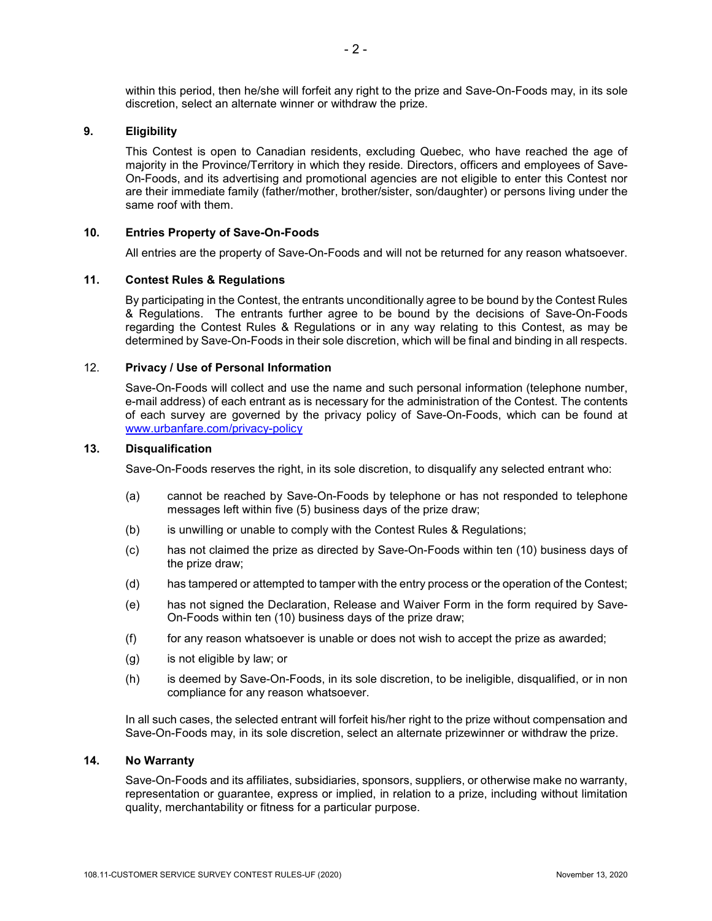within this period, then he/she will forfeit any right to the prize and Save-On-Foods may, in its sole discretion, select an alternate winner or withdraw the prize.

**9. Eligibility**

This Contest is open to Canadian residents, excluding Quebec, who have reached the age of majority in the Province/Territory in which they reside. Directors, officers and employees of Save-On-Foods, and its advertising and promotional agencies are not eligible to enter this Contest nor are their immediate family (father/mother, brother/sister, son/daughter) or persons living under the same roof with them.

**10. Entries Property of Save-On-Foods**

All entries are the property of Save-On-Foods and will not be returned for any reason whatsoever.

**11. Contest Rules & Regulations**

By participating in the Contest, the entrants unconditionally agree to be bound by the Contest Rules & Regulations. The entrants further agree to be bound by the decisions of Save-On-Foods regarding the Contest Rules & Regulations or in any way relating to this Contest, as may be determined by Save-On-Foods in their sole discretion, which will be final and binding in all respects.

12. **Privacy / Use of Personal Information**

Save-On-Foods will collect and use the name and such personal information (telephone number, e-mail address) of each entrant as is necessary for the administration of the Contest. The contents of each survey are governed by the privacy policy of Save-On-Foods, which can be found at [www.urbanfare.com/privacy-policy](www.urbanfare.com/privacy-policy)

**13. Disqualification**

Save-On-Foods reserves the right, in its sole discretion, to disqualify any selected entrant who:

(a) cannot be reached by Save-On-Foods by telephone or has not responded to telephone messages left within five (5) business days of the prize draw;

(b) is unwilling or unable to comply with the Contest Rules & Regulations;

(c) has not claimed the prize as directed by Save-On-Foods within ten (10) business days of the prize draw;

(d) has tampered or attempted to tamper with the entry process or the operation of the Contest;

(e) has not signed the Declaration, Release and Waiver Form in the form required by Save-On-Foods within ten (10) business days of the prize draw;

(f) for any reason whatsoever is unable or does not wish to accept the prize as awarded;

(g) is not eligible by law; or

(h) is deemed by Save-On-Foods, in its sole discretion, to be ineligible, disqualified, or in non compliance for any reason whatsoever.

In all such cases, the selected entrant will forfeit his/her right to the prize without compensation and Save-On-Foods may, in its sole discretion, select an alternate prizewinner or withdraw the prize.

**14. No Warranty**

Save-On-Foods and its affiliates, subsidiaries, sponsors, suppliers, or otherwise make no warranty, representation or guarantee, express or implied, in relation to a prize, including without limitation quality, merchantability or fitness for a particular purpose.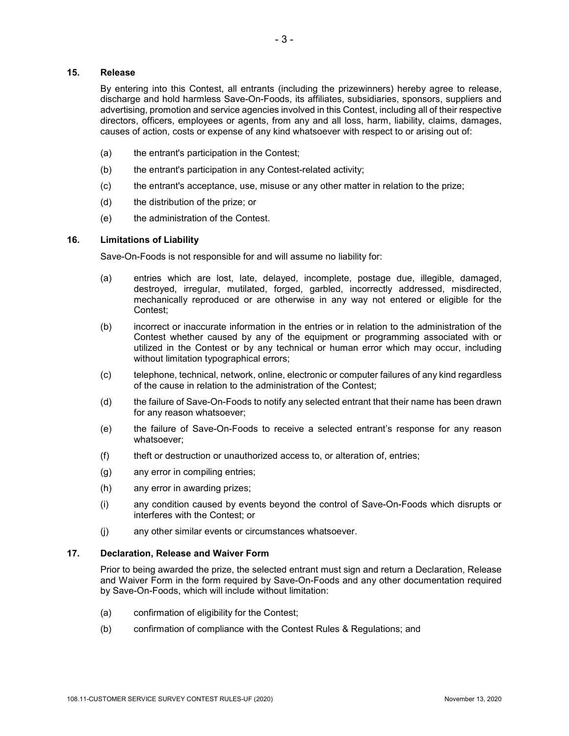## 15. Release

By entering into this Contest, all entrants (including the prizewinners) hereby agree to release, discharge and hold harmless Save-On-Foods, its affiliates, subsidiaries, sponsors, suppliers and advertising, promotion and service agencies involved in this Contest, including all of their respective directors, officers, employees or agents, from any and all loss, harm, liability, claims, damages, causes of action, costs or expense of any kind whatsoever with respect to or arising out of:

(a) the entrant's participation in the Contest;

(b) the entrant's participation in any Contest-related activity;

(c) the entrant's acceptance, use, misuse or any other matter in relation to the prize;

(d) the distribution of the prize; or

(e) the administration of the Contest.

## 16. Limitations of Liability

Save-On-Foods is not responsible for and will assume no liability for:

(a) entries which are lost, late, delayed, incomplete, postage due, illegible, damaged, destroyed, irregular, mutilated, forged, garbled, incorrectly addressed, misdirected, mechanically reproduced or are otherwise in any way not entered or eligible for the Contest;

(b) incorrect or inaccurate information in the entries or in relation to the administration of the Contest whether caused by any of the equipment or programming associated with or utilized in the Contest or by any technical or human error which may occur, including without limitation typographical errors;

(c) telephone, technical, network, online, electronic or computer failures of any kind regardless of the cause in relation to the administration of the Contest;

(d) the failure of Save-On-Foods to notify any selected entrant that their name has been drawn for any reason whatsoever;

(e) the failure of Save-On-Foods to receive a selected entrant's response for any reason whatsoever;

(f) theft or destruction or unauthorized access to, or alteration of, entries;

(g) any error in compiling entries;

(h) any error in awarding prizes;

(i) any condition caused by events beyond the control of Save-On-Foods which disrupts or interferes with the Contest; or

(j) any other similar events or circumstances whatsoever.

## 17. Declaration, Release and Waiver Form

Prior to being awarded the prize, the selected entrant must sign and return a Declaration, Release and Waiver Form in the form required by Save-On-Foods and any other documentation required by Save-On-Foods, which will include without limitation:

(a) confirmation of eligibility for the Contest;

(b) confirmation of compliance with the Contest Rules & Regulations; and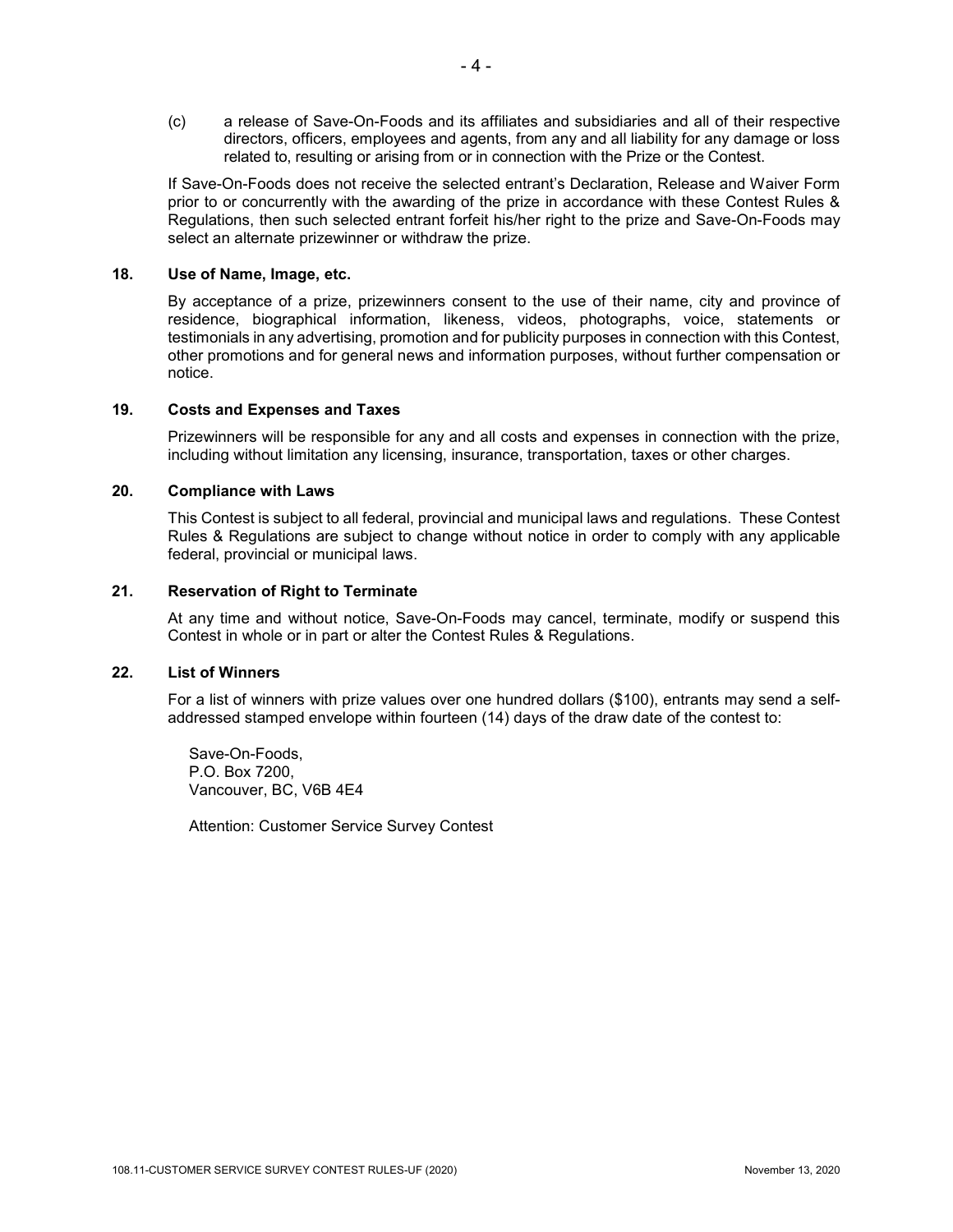(c) a release of Save-On-Foods and its affiliates and subsidiaries and all of their respective directors, officers, employees and agents, from any and all liability for any damage or loss related to, resulting or arising from or in connection with the Prize or the Contest.

If Save-On-Foods does not receive the selected entrant's Declaration, Release and Waiver Form prior to or concurrently with the awarding of the prize in accordance with these Contest Rules & Regulations, then such selected entrant forfeit his/her right to the prize and Save-On-Foods may select an alternate prizewinner or withdraw the prize.

### 18. Use of Name, Image, etc.

By acceptance of a prize, prizewinners consent to the use of their name, city and province of residence, biographical information, likeness, videos, photographs, voice, statements or testimonials in any advertising, promotion and for publicity purposes in connection with this Contest, other promotions and for general news and information purposes, without further compensation or notice.

### 19. Costs and Expenses and Taxes

Prizewinners will be responsible for any and all costs and expenses in connection with the prize, including without limitation any licensing, insurance, transportation, taxes or other charges.

### 20. Compliance with Laws

This Contest is subject to all federal, provincial and municipal laws and regulations. These Contest Rules & Regulations are subject to change without notice in order to comply with any applicable federal, provincial or municipal laws.

### 21. Reservation of Right to Terminate

At any time and without notice, Save-On-Foods may cancel, terminate, modify or suspend this Contest in whole or in part or alter the Contest Rules & Regulations.

### 22. List of Winners

For a list of winners with prize values over one hundred dollars ($100), entrants may send a self-addressed stamped envelope within fourteen (14) days of the draw date of the contest to:

Save-On-Foods,
P.O. Box 7200,
Vancouver, BC, V6B 4E4

Attention: Customer Service Survey Contest